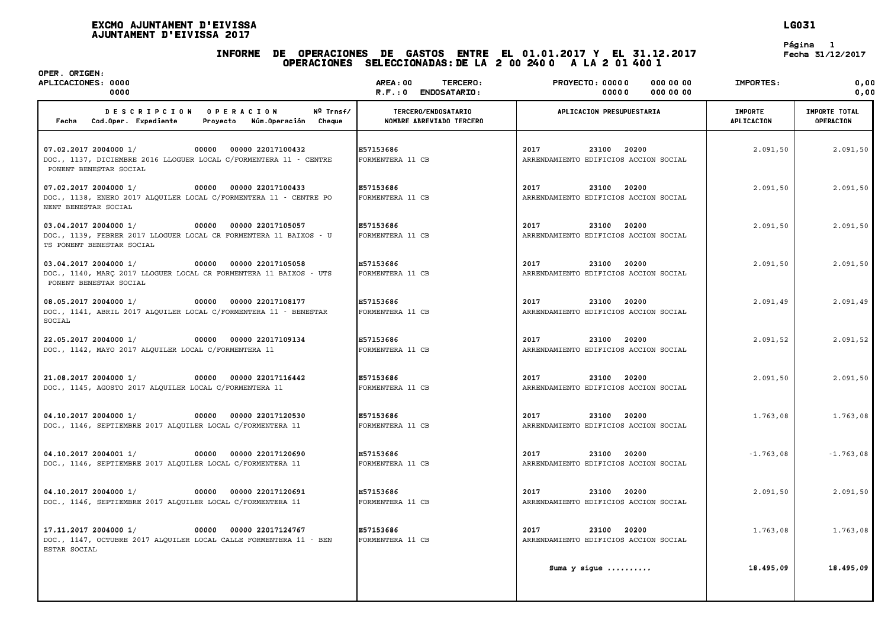# EXCMO AJUNTAMENT D'EIVISSA
## AJUNTAMENT D'EIVISSA 2017

LG031

Página 1
Fecha 31/12/2017

### INFORME DE OPERACIONES DE GASTOS ENTRE EL 01.01.2017 Y EL 31.12.2017
### OPERACIONES SELECCIONADAS: DE LA 2 00 240 0 A LA 2 01 400 1

OPER. ORIGEN:
APLICACIONES: 0000 0000
AREA: 00 TERCERO:
R.F.: 0 ENDOSATARIO:
PROYECTO: 00000 000 00 00
00000 000 00 00
IMPORTES: 0,00 0,00

| DESCRIPCION OPERACION<br>Fecha Cod.Oper. Expediente Proyecto Núm.Operación Nº Trnsf/ Cheque | TERCERO/ENDOSATARIO<br>NOMBRE ABREVIADO TERCERO | APLICACION PRESUPUESTARIA | IMPORTE APLICACION | IMPORTE TOTAL OPERACION |
|---|---|---|---|---|
| 07.02.2017 2004000 1/ 00000 00000 22017100432<br>DOC., 1137, DICIEMBRE 2016 LLOGUER LOCAL C/FORMENTERA 11 - CENTRE PONENT BENESTAR SOCIAL | E57153686<br>FORMENTERA 11 CB | 2017 23100 20200<br>ARRENDAMIENTO EDIFICIOS ACCION SOCIAL | 2.091,50 | 2.091,50 |
| 07.02.2017 2004000 1/ 00000 00000 22017100433<br>DOC., 1138, ENERO 2017 ALQUILER LOCAL C/FORMENTERA 11 - CENTRE PONENT BENESTAR SOCIAL | E57153686<br>FORMENTERA 11 CB | 2017 23100 20200<br>ARRENDAMIENTO EDIFICIOS ACCION SOCIAL | 2.091,50 | 2.091,50 |
| 03.04.2017 2004000 1/ 00000 00000 22017105057<br>DOC., 1139, FEBRER 2017 LLOGUER LOCAL CR FORMENTERA 11 BAIXOS - UTS PONENT BENESTAR SOCIAL | E57153686<br>FORMENTERA 11 CB | 2017 23100 20200<br>ARRENDAMIENTO EDIFICIOS ACCION SOCIAL | 2.091,50 | 2.091,50 |
| 03.04.2017 2004000 1/ 00000 00000 22017105058<br>DOC., 1140, MARÇ 2017 LLOGUER LOCAL CR FORMENTERA 11 BAIXOS - UTS PONENT BENESTAR SOCIAL | E57153686<br>FORMENTERA 11 CB | 2017 23100 20200<br>ARRENDAMIENTO EDIFICIOS ACCION SOCIAL | 2.091,50 | 2.091,50 |
| 08.05.2017 2004000 1/ 00000 00000 22017108177<br>DOC., 1141, ABRIL 2017 ALQUILER LOCAL C/FORMENTERA 11 - BENESTAR SOCIAL | E57153686<br>FORMENTERA 11 CB | 2017 23100 20200<br>ARRENDAMIENTO EDIFICIOS ACCION SOCIAL | 2.091,49 | 2.091,49 |
| 22.05.2017 2004000 1/ 00000 00000 22017109134<br>DOC., 1142, MAYO 2017 ALQUILER LOCAL C/FORMENTERA 11 | E57153686<br>FORMENTERA 11 CB | 2017 23100 20200<br>ARRENDAMIENTO EDIFICIOS ACCION SOCIAL | 2.091,52 | 2.091,52 |
| 21.08.2017 2004000 1/ 00000 00000 22017116442<br>DOC., 1145, AGOSTO 2017 ALQUILER LOCAL C/FORMENTERA 11 | E57153686<br>FORMENTERA 11 CB | 2017 23100 20200<br>ARRENDAMIENTO EDIFICIOS ACCION SOCIAL | 2.091,50 | 2.091,50 |
| 04.10.2017 2004000 1/ 00000 00000 22017120530<br>DOC., 1146, SEPTIEMBRE 2017 ALQUILER LOCAL C/FORMENTERA 11 | E57153686<br>FORMENTERA 11 CB | 2017 23100 20200<br>ARRENDAMIENTO EDIFICIOS ACCION SOCIAL | 1.763,08 | 1.763,08 |
| 04.10.2017 2004001 1/ 00000 00000 22017120690<br>DOC., 1146, SEPTIEMBRE 2017 ALQUILER LOCAL C/FORMENTERA 11 | E57153686<br>FORMENTERA 11 CB | 2017 23100 20200<br>ARRENDAMIENTO EDIFICIOS ACCION SOCIAL | -1.763,08 | -1.763,08 |
| 04.10.2017 2004000 1/ 00000 00000 22017120691<br>DOC., 1146, SEPTIEMBRE 2017 ALQUILER LOCAL C/FORMENTERA 11 | E57153686<br>FORMENTERA 11 CB | 2017 23100 20200<br>ARRENDAMIENTO EDIFICIOS ACCION SOCIAL | 2.091,50 | 2.091,50 |
| 17.11.2017 2004000 1/ 00000 00000 22017124767<br>DOC., 1147, OCTUBRE 2017 ALQUILER LOCAL CALLE FORMENTERA 11 - BENESTAR SOCIAL | E57153686<br>FORMENTERA 11 CB | 2017 23100 20200<br>ARRENDAMIENTO EDIFICIOS ACCION SOCIAL | 1.763,08 | 1.763,08 |
| | | Suma y sigue .......... | 18.495,09 | 18.495,09 |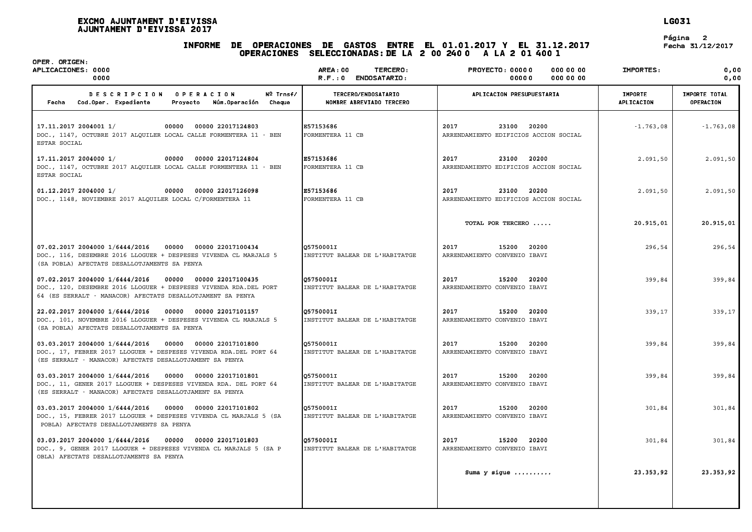**EXCMO AJUNTAMENT D'EIVISSA**
**AJUNTAMENT D'EIVISSA 2017**

**LG031**

Fecha 31/12/2017

# INFORME DE OPERACIONES DE GASTOS ENTRE EL 01.01.2017 Y EL 31.12.2017
## OPERACIONES SELECCIONADAS: DE LA 2 00 240 0 A LA 2 01 400 1

OPER. ORIGEN:
APLICACIONES: 0000 / 0000
AREA: 00 TERCERO:
R.F.: 0 ENDOSATARIO:
PROYECTO: 00000 000 00 00 / 00000 000 00 00
IMPORTES: 0,00 / 0,00

| DESCRIPCION OPERACION<br>Fecha Cod.Oper. Expediente Proyecto Núm.Operación Nº Trnsf/ Cheque | TERCERO/ENDOSATARIO<br>NOMBRE ABREVIADO TERCERO | APLICACION PRESUPUESTARIA | IMPORTE APLICACION | IMPORTE TOTAL OPERACION |
|---|---|---|---|---|
| 17.11.2017 2004001 1/ 00000 00000 22017124803<br>DOC., 1147, OCTUBRE 2017 ALQUILER LOCAL CALLE FORMENTERA 11 - BEN ESTAR SOCIAL | E57153686<br>FORMENTERA 11 CB | 2017 23100 20200<br>ARRENDAMIENTO EDIFICIOS ACCION SOCIAL | -1.763,08 | -1.763,08 |
| 17.11.2017 2004000 1/ 00000 00000 22017124804<br>DOC., 1147, OCTUBRE 2017 ALQUILER LOCAL CALLE FORMENTERA 11 - BEN ESTAR SOCIAL | E57153686<br>FORMENTERA 11 CB | 2017 23100 20200<br>ARRENDAMIENTO EDIFICIOS ACCION SOCIAL | 2.091,50 | 2.091,50 |
| 01.12.2017 2004000 1/ 00000 00000 22017126098<br>DOC., 1148, NOVIEMBRE 2017 ALQUILER LOCAL C/FORMENTERA 11 | E57153686<br>FORMENTERA 11 CB | 2017 23100 20200<br>ARRENDAMIENTO EDIFICIOS ACCION SOCIAL | 2.091,50 | 2.091,50 |
| | | **TOTAL POR TERCERO .....** | **20.915,01** | **20.915,01** |
| 07.02.2017 2004000 1/6444/2016 00000 00000 22017100434<br>DOC., 116, DESEMBRE 2016 LLOGUER + DESPESES VIVENDA CL MARJALS 5 (SA POBLA) AFECTATS DESALLOTJAMENTS SA PENYA | Q5750001I<br>INSTITUT BALEAR DE L'HABITATGE | 2017 15200 20200<br>ARRENDAMIENTO CONVENIO IBAVI | 296,54 | 296,54 |
| 07.02.2017 2004000 1/6444/2016 00000 00000 22017100435<br>DOC., 120, DESEMBRE 2016 LLOGUER + DESPESES VIVENDA RDA.DEL PORT 64 (ES SERRALT - MANACOR) AFECTATS DESALLOTJAMENT SA PENYA | Q5750001I<br>INSTITUT BALEAR DE L'HABITATGE | 2017 15200 20200<br>ARRENDAMIENTO CONVENIO IBAVI | 399,84 | 399,84 |
| 22.02.2017 2004000 1/6444/2016 00000 00000 22017101157<br>DOC., 101, NOVEMBRE 2016 LLOGUER + DESPESES VIVENDA CL MARJALS 5 (SA POBLA) AFECTATS DESALLOTJAMENTS SA PENYA | Q5750001I<br>INSTITUT BALEAR DE L'HABITATGE | 2017 15200 20200<br>ARRENDAMIENTO CONVENIO IBAVI | 339,17 | 339,17 |
| 03.03.2017 2004000 1/6444/2016 00000 00000 22017101800<br>DOC., 17, FEBRER 2017 LLOGUER + DESPESES VIVENDA RDA.DEL PORT 64 (ES SERRALT - MANACOR) AFECTATS DESALLOTJAMENT SA PENYA | Q5750001I<br>INSTITUT BALEAR DE L'HABITATGE | 2017 15200 20200<br>ARRENDAMIENTO CONVENIO IBAVI | 399,84 | 399,84 |
| 03.03.2017 2004000 1/6444/2016 00000 00000 22017101801<br>DOC., 11, GENER 2017 LLOGUER + DESPESES VIVENDA RDA. DEL PORT 64 (ES SERRALT - MANACOR) AFECTATS DESALLOTJAMENT SA PENYA | Q5750001I<br>INSTITUT BALEAR DE L'HABITATGE | 2017 15200 20200<br>ARRENDAMIENTO CONVENIO IBAVI | 399,84 | 399,84 |
| 03.03.2017 2004000 1/6444/2016 00000 00000 22017101802<br>DOC., 15, FEBRER 2017 LLOGUER + DESPESES VIVENDA CL MARJALS 5 (SA POBLA) AFECTATS DESALLOTJAMENTS SA PENYA | Q5750001I<br>INSTITUT BALEAR DE L'HABITATGE | 2017 15200 20200<br>ARRENDAMIENTO CONVENIO IBAVI | 301,84 | 301,84 |
| 03.03.2017 2004000 1/6444/2016 00000 00000 22017101803<br>DOC., 9, GENER 2017 LLOGUER + DESPESES VIVENDA CL MARJALS 5 (SA P OBLA) AFECTATS DESALLOTJAMENTS SA PENYA | Q5750001I<br>INSTITUT BALEAR DE L'HABITATGE | 2017 15200 20200<br>ARRENDAMIENTO CONVENIO IBAVI | 301,84 | 301,84 |
| | | **Suma y sigue ..........** | **23.353,92** | **23.353,92** |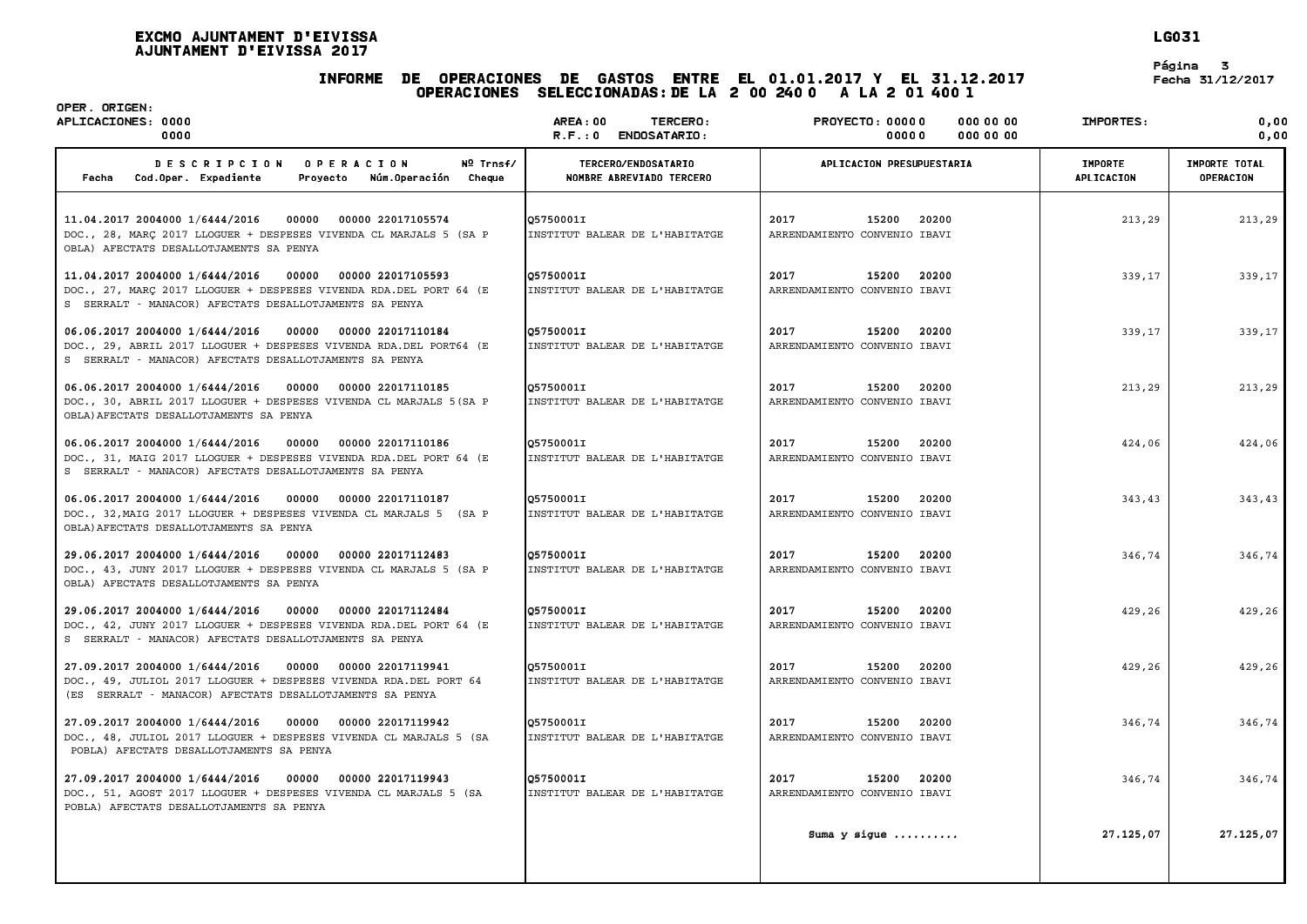# EXCMO AJUNTAMENT D'EIVISSA
AJUNTAMENT D'EIVISSA 2017

LG031

## INFORME DE OPERACIONES DE GASTOS ENTRE EL 01.01.2017 Y EL 31.12.2017
### OPERACIONES SELECCIONADAS: DE LA 2 00 240 0 A LA 2 01 400 1

Página 3
Fecha 31/12/2017

OPER. ORIGEN:
APLICACIONES: 0000 0000 | AREA: 00 TERCERO: | R.F.: 0 ENDOSATARIO: | PROYECTO: 0000 0 000 00 00 | 0000 0 000 00 00 | IMPORTES: 0,00 | 0,00

| DESCRIPCION OPERACION Fecha Cod.Oper. Expediente Proyecto Núm.Operación Nº Trnsf/ Cheque | TERCERO/ENDOSATARIO NOMBRE ABREVIADO TERCERO | APLICACION PRESUPUESTARIA | IMPORTE APLICACION | IMPORTE TOTAL OPERACION |
|---|---|---|---|---|
| 11.04.2017 2004000 1/6444/2016 00000 00000 22017105574 DOC., 28, MARÇ 2017 LLOGUER + DESPESES VIVENDA CL MARJALS 5 (SA P OBLA) AFECTATS DESALLOTJAMENTS SA PENYA | Q5750001I INSTITUT BALEAR DE L'HABITATGE | 2017 15200 20200 ARRENDAMIENTO CONVENIO IBAVI | 213,29 | 213,29 |
| 11.04.2017 2004000 1/6444/2016 00000 00000 22017105593 DOC., 27, MARÇ 2017 LLOGUER + DESPESES VIVENDA RDA.DEL PORT 64 (E S SERRALT - MANACOR) AFECTATS DESALLOTJAMENTS SA PENYA | Q5750001I INSTITUT BALEAR DE L'HABITATGE | 2017 15200 20200 ARRENDAMIENTO CONVENIO IBAVI | 339,17 | 339,17 |
| 06.06.2017 2004000 1/6444/2016 00000 00000 22017110184 DOC., 29, ABRIL 2017 LLOGUER + DESPESES VIVENDA RDA.DEL PORT64 (E S SERRALT - MANACOR) AFECTATS DESALLOTJAMENTS SA PENYA | Q5750001I INSTITUT BALEAR DE L'HABITATGE | 2017 15200 20200 ARRENDAMIENTO CONVENIO IBAVI | 339,17 | 339,17 |
| 06.06.2017 2004000 1/6444/2016 00000 00000 22017110185 DOC., 30, ABRIL 2017 LLOGUER + DESPESES VIVENDA CL MARJALS 5(SA P OBLA)AFECTATS DESALLOTJAMENTS SA PENYA | Q5750001I INSTITUT BALEAR DE L'HABITATGE | 2017 15200 20200 ARRENDAMIENTO CONVENIO IBAVI | 213,29 | 213,29 |
| 06.06.2017 2004000 1/6444/2016 00000 00000 22017110186 DOC., 31, MAIG 2017 LLOGUER + DESPESES VIVENDA RDA.DEL PORT 64 (E S SERRALT - MANACOR) AFECTATS DESALLOTJAMENTS SA PENYA | Q5750001I INSTITUT BALEAR DE L'HABITATGE | 2017 15200 20200 ARRENDAMIENTO CONVENIO IBAVI | 424,06 | 424,06 |
| 06.06.2017 2004000 1/6444/2016 00000 00000 22017110187 DOC., 32,MAIG 2017 LLOGUER + DESPESES VIVENDA CL MARJALS 5 (SA P OBLA)AFECTATS DESALLOTJAMENTS SA PENYA | Q5750001I INSTITUT BALEAR DE L'HABITATGE | 2017 15200 20200 ARRENDAMIENTO CONVENIO IBAVI | 343,43 | 343,43 |
| 29.06.2017 2004000 1/6444/2016 00000 00000 22017112483 DOC., 43, JUNY 2017 LLOGUER + DESPESES VIVENDA CL MARJALS 5 (SA P OBLA) AFECTATS DESALLOTJAMENTS SA PENYA | Q5750001I INSTITUT BALEAR DE L'HABITATGE | 2017 15200 20200 ARRENDAMIENTO CONVENIO IBAVI | 346,74 | 346,74 |
| 29.06.2017 2004000 1/6444/2016 00000 00000 22017112484 DOC., 42, JUNY 2017 LLOGUER + DESPESES VIVENDA RDA.DEL PORT 64 (E S SERRALT - MANACOR) AFECTATS DESALLOTJAMENTS SA PENYA | Q5750001I INSTITUT BALEAR DE L'HABITATGE | 2017 15200 20200 ARRENDAMIENTO CONVENIO IBAVI | 429,26 | 429,26 |
| 27.09.2017 2004000 1/6444/2016 00000 00000 22017119941 DOC., 49, JULIOL 2017 LLOGUER + DESPESES VIVENDA RDA.DEL PORT 64 (ES SERRALT - MANACOR) AFECTATS DESALLOTJAMENTS SA PENYA | Q5750001I INSTITUT BALEAR DE L'HABITATGE | 2017 15200 20200 ARRENDAMIENTO CONVENIO IBAVI | 429,26 | 429,26 |
| 27.09.2017 2004000 1/6444/2016 00000 00000 22017119942 DOC., 48, JULIOL 2017 LLOGUER + DESPESES VIVENDA CL MARJALS 5 (SA POBLA) AFECTATS DESALLOTJAMENTS SA PENYA | Q5750001I INSTITUT BALEAR DE L'HABITATGE | 2017 15200 20200 ARRENDAMIENTO CONVENIO IBAVI | 346,74 | 346,74 |
| 27.09.2017 2004000 1/6444/2016 00000 00000 22017119943 DOC., 51, AGOST 2017 LLOGUER + DESPESES VIVENDA CL MARJALS 5 (SA POBLA) AFECTATS DESALLOTJAMENTS SA PENYA | Q5750001I INSTITUT BALEAR DE L'HABITATGE | 2017 15200 20200 ARRENDAMIENTO CONVENIO IBAVI | 346,74 | 346,74 |
| | | Suma y sigue .......... | 27.125,07 | 27.125,07 |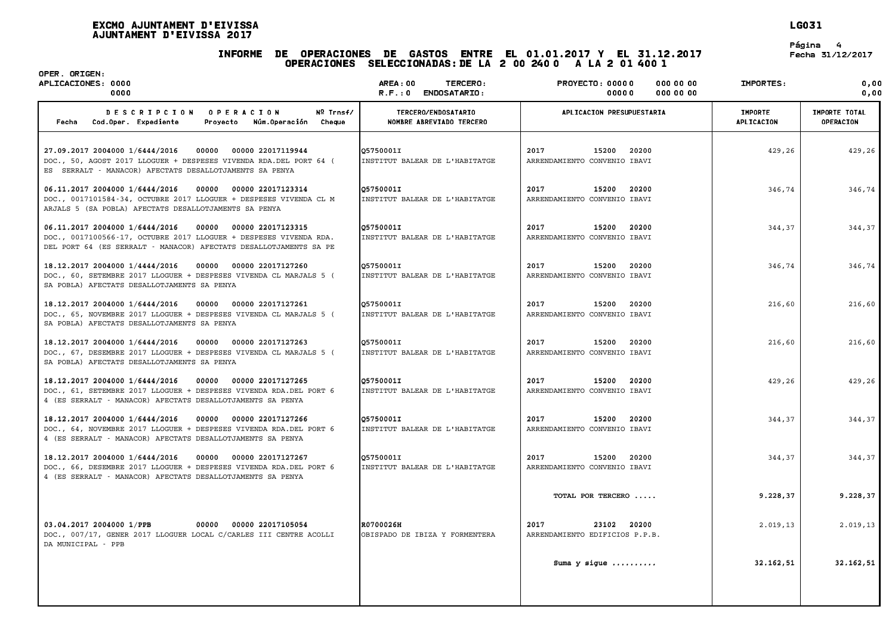**EXCMO AJUNTAMENT D'EIVISSA**
**AJUNTAMENT D'EIVISSA 2017**

# INFORME DE OPERACIONES DE GASTOS ENTRE EL 01.01.2017 Y EL 31.12.2017
## OPERACIONES SELECCIONADAS: DE LA 2 00 240 0 A LA 2 01 400 1

OPER. ORIGEN:
APLICACIONES: 0000 — 0000 | AREA: 00 TERCERO: | R.F.: 0 ENDOSATARIO: | PROYECTO: 0000 0 000 00 00 — 0000 0 000 00 00 | IMPORTES: 0,00 — 0,00

| DESCRIPCION OPERACION (Fecha, Cod.Oper., Expediente, Proyecto, Núm.Operación, Nº Trnsf/Cheque) | TERCERO/ENDOSATARIO NOMBRE ABREVIADO TERCERO | APLICACION PRESUPUESTARIA | IMPORTE APLICACION | IMPORTE TOTAL OPERACION |
|---|---|---|---|---|
| 27.09.2017 2004000 1/6444/2016 00000 00000 22017119944<br>DOC., 50, AGOST 2017 LLOGUER + DESPESES VIVENDA RDA.DEL PORT 64 ( ES SERRALT - MANACOR) AFECTATS DESALLOTJAMENTS SA PENYA | Q5750001I<br>INSTITUT BALEAR DE L'HABITATGE | 2017 15200 20200<br>ARRENDAMIENTO CONVENIO IBAVI | 429,26 | 429,26 |
| 06.11.2017 2004000 1/6444/2016 00000 00000 22017123314<br>DOC., 0017101584-34, OCTUBRE 2017 LLOGUER + DESPESES VIVENDA CL MARJALS 5 (SA POBLA) AFECTATS DESALLOTJAMENTS SA PENYA | Q5750001I<br>INSTITUT BALEAR DE L'HABITATGE | 2017 15200 20200<br>ARRENDAMIENTO CONVENIO IBAVI | 346,74 | 346,74 |
| 06.11.2017 2004000 1/6444/2016 00000 00000 22017123315<br>DOC., 0017100566-17, OCTUBRE 2017 LLOGUER + DESPESES VIVENDA RDA. DEL PORT 64 (ES SERRALT - MANACOR) AFECTATS DESALLOTJAMENTS SA PE | Q5750001I<br>INSTITUT BALEAR DE L'HABITATGE | 2017 15200 20200<br>ARRENDAMIENTO CONVENIO IBAVI | 344,37 | 344,37 |
| 18.12.2017 2004000 1/4444/2016 00000 00000 22017127260<br>DOC., 60, SETEMBRE 2017 LLOGUER + DESPESES VIVENDA CL MARJALS 5 ( SA POBLA) AFECTATS DESALLOTJAMENTS SA PENYA | Q5750001I<br>INSTITUT BALEAR DE L'HABITATGE | 2017 15200 20200<br>ARRENDAMIENTO CONVENIO IBAVI | 346,74 | 346,74 |
| 18.12.2017 2004000 1/6444/2016 00000 00000 22017127261<br>DOC., 65, NOVEMBRE 2017 LLOGUER + DESPESES VIVENDA CL MARJALS 5 ( SA POBLA) AFECTATS DESALLOTJAMENTS SA PENYA | Q5750001I<br>INSTITUT BALEAR DE L'HABITATGE | 2017 15200 20200<br>ARRENDAMIENTO CONVENIO IBAVI | 216,60 | 216,60 |
| 18.12.2017 2004000 1/6444/2016 00000 00000 22017127263<br>DOC., 67, DESEMBRE 2017 LLOGUER + DESPESES VIVENDA CL MARJALS 5 ( SA POBLA) AFECTATS DESALLOTJAMENTS SA PENYA | Q5750001I<br>INSTITUT BALEAR DE L'HABITATGE | 2017 15200 20200<br>ARRENDAMIENTO CONVENIO IBAVI | 216,60 | 216,60 |
| 18.12.2017 2004000 1/6444/2016 00000 00000 22017127265<br>DOC., 61, SETEMBRE 2017 LLOGUER + DESPESES VIVENDA RDA.DEL PORT 64 (ES SERRALT - MANACOR) AFECTATS DESALLOTJAMENTS SA PENYA | Q5750001I<br>INSTITUT BALEAR DE L'HABITATGE | 2017 15200 20200<br>ARRENDAMIENTO CONVENIO IBAVI | 429,26 | 429,26 |
| 18.12.2017 2004000 1/6444/2016 00000 00000 22017127266<br>DOC., 64, NOVEMBRE 2017 LLOGUER + DESPESES VIVENDA RDA.DEL PORT 64 (ES SERRALT - MANACOR) AFECTATS DESALLOTJAMENTS SA PENYA | Q5750001I<br>INSTITUT BALEAR DE L'HABITATGE | 2017 15200 20200<br>ARRENDAMIENTO CONVENIO IBAVI | 344,37 | 344,37 |
| 18.12.2017 2004000 1/6444/2016 00000 00000 22017127267<br>DOC., 66, DESEMBRE 2017 LLOGUER + DESPESES VIVENDA RDA.DEL PORT 64 (ES SERRALT - MANACOR) AFECTATS DESALLOTJAMENTS SA PENYA | Q5750001I<br>INSTITUT BALEAR DE L'HABITATGE | 2017 15200 20200<br>ARRENDAMIENTO CONVENIO IBAVI | 344,37 | 344,37 |
| | | **TOTAL POR TERCERO .....** | **9.228,37** | **9.228,37** |
| 03.04.2017 2004000 1/PPB 00000 00000 22017105054<br>DOC., 007/17, GENER 2017 LLOGUER LOCAL C/CARLES III CENTRE ACOLLIDA MUNICIPAL - PPB | R0700026H<br>OBISPADO DE IBIZA Y FORMENTERA | 2017 23102 20200<br>ARRENDAMIENTO EDIFICIOS P.P.B. | 2.019,13 | 2.019,13 |
| | | **Suma y sigue ..........** | **32.162,51** | **32.162,51** |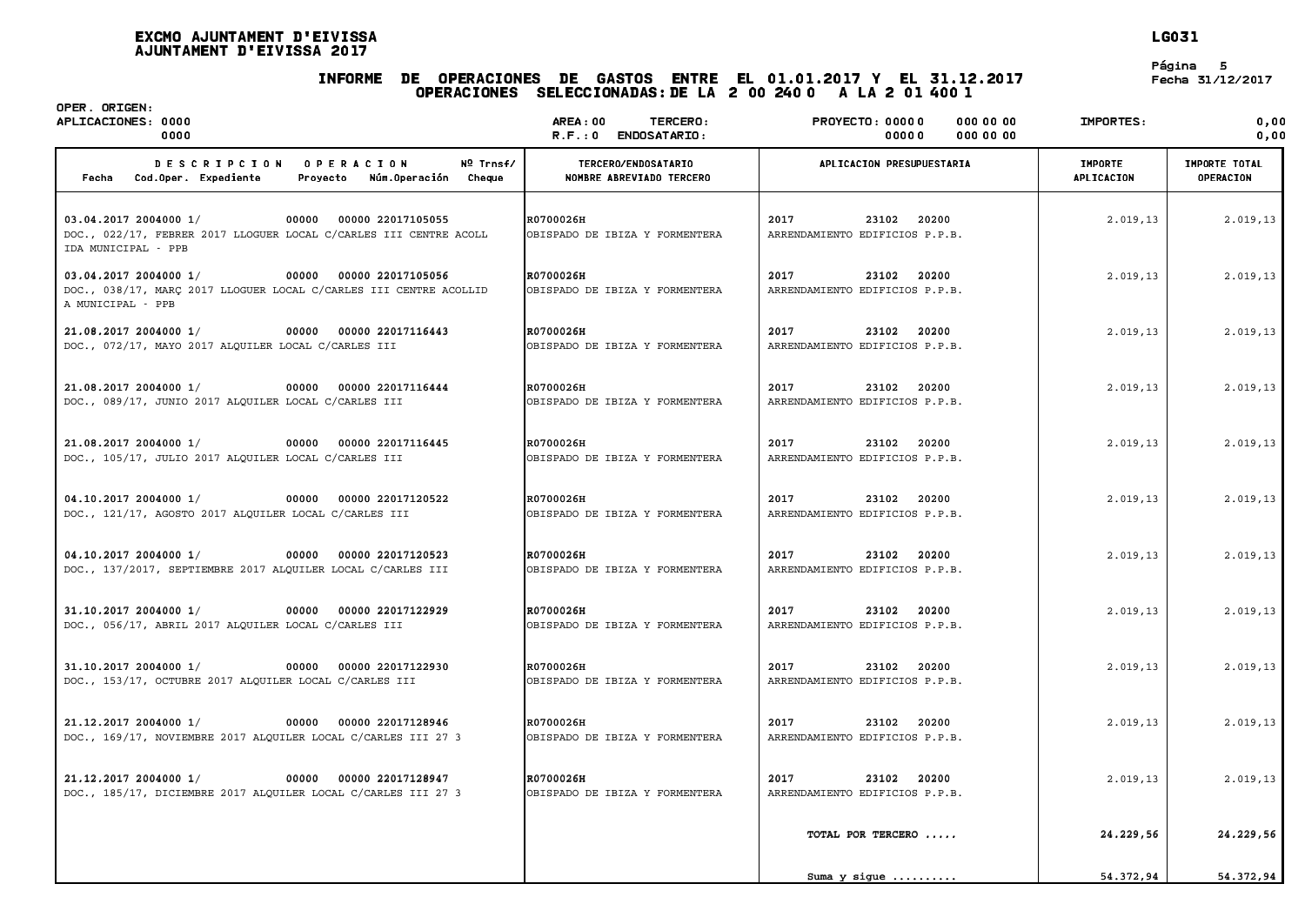# EXCMO AJUNTAMENT D'EIVISSA
## AJUNTAMENT D'EIVISSA 2017

LG031

Fecha 31/12/2017

### INFORME DE OPERACIONES DE GASTOS ENTRE EL 01.01.2017 Y EL 31.12.2017
### OPERACIONES SELECCIONADAS: DE LA 2 00 240 0 A LA 2 01 400 1

OPER. ORIGEN:
APLICACIONES: 0000 / 0000 — AREA: 00 TERCERO: — R.F.: 0 ENDOSATARIO: — PROYECTO: 00000 000 00 00 / 00000 000 00 00 — IMPORTES: 0,00 / 0,00

| DESCRIPCION OPERACION (Fecha, Cod.Oper., Expediente, Proyecto, Núm.Operación, Nº Trnsf/Cheque) | TERCERO/ENDOSATARIO NOMBRE ABREVIADO TERCERO | APLICACION PRESUPUESTARIA | IMPORTE APLICACION | IMPORTE TOTAL OPERACION |
|---|---|---|---|---|
| 03.04.2017 2004000 1/ 00000 00000 22017105055<br>DOC., 022/17, FEBRER 2017 LLOGUER LOCAL C/CARLES III CENTRE ACOLL IDA MUNICIPAL - PPB | R0700026H<br>OBISPADO DE IBIZA Y FORMENTERA | 2017 23102 20200<br>ARRENDAMIENTO EDIFICIOS P.P.B. | 2.019,13 | 2.019,13 |
| 03.04.2017 2004000 1/ 00000 00000 22017105056<br>DOC., 038/17, MARÇ 2017 LLOGUER LOCAL C/CARLES III CENTRE ACOLLID A MUNICIPAL - PPB | R0700026H<br>OBISPADO DE IBIZA Y FORMENTERA | 2017 23102 20200<br>ARRENDAMIENTO EDIFICIOS P.P.B. | 2.019,13 | 2.019,13 |
| 21.08.2017 2004000 1/ 00000 00000 22017116443<br>DOC., 072/17, MAYO 2017 ALQUILER LOCAL C/CARLES III | R0700026H<br>OBISPADO DE IBIZA Y FORMENTERA | 2017 23102 20200<br>ARRENDAMIENTO EDIFICIOS P.P.B. | 2.019,13 | 2.019,13 |
| 21.08.2017 2004000 1/ 00000 00000 22017116444<br>DOC., 089/17, JUNIO 2017 ALQUILER LOCAL C/CARLES III | R0700026H<br>OBISPADO DE IBIZA Y FORMENTERA | 2017 23102 20200<br>ARRENDAMIENTO EDIFICIOS P.P.B. | 2.019,13 | 2.019,13 |
| 21.08.2017 2004000 1/ 00000 00000 22017116445<br>DOC., 105/17, JULIO 2017 ALQUILER LOCAL C/CARLES III | R0700026H<br>OBISPADO DE IBIZA Y FORMENTERA | 2017 23102 20200<br>ARRENDAMIENTO EDIFICIOS P.P.B. | 2.019,13 | 2.019,13 |
| 04.10.2017 2004000 1/ 00000 00000 22017120522<br>DOC., 121/17, AGOSTO 2017 ALQUILER LOCAL C/CARLES III | R0700026H<br>OBISPADO DE IBIZA Y FORMENTERA | 2017 23102 20200<br>ARRENDAMIENTO EDIFICIOS P.P.B. | 2.019,13 | 2.019,13 |
| 04.10.2017 2004000 1/ 00000 00000 22017120523<br>DOC., 137/2017, SEPTIEMBRE 2017 ALQUILER LOCAL C/CARLES III | R0700026H<br>OBISPADO DE IBIZA Y FORMENTERA | 2017 23102 20200<br>ARRENDAMIENTO EDIFICIOS P.P.B. | 2.019,13 | 2.019,13 |
| 31.10.2017 2004000 1/ 00000 00000 22017122929<br>DOC., 056/17, ABRIL 2017 ALQUILER LOCAL C/CARLES III | R0700026H<br>OBISPADO DE IBIZA Y FORMENTERA | 2017 23102 20200<br>ARRENDAMIENTO EDIFICIOS P.P.B. | 2.019,13 | 2.019,13 |
| 31.10.2017 2004000 1/ 00000 00000 22017122930<br>DOC., 153/17, OCTUBRE 2017 ALQUILER LOCAL C/CARLES III | R0700026H<br>OBISPADO DE IBIZA Y FORMENTERA | 2017 23102 20200<br>ARRENDAMIENTO EDIFICIOS P.P.B. | 2.019,13 | 2.019,13 |
| 21.12.2017 2004000 1/ 00000 00000 22017128946<br>DOC., 169/17, NOVIEMBRE 2017 ALQUILER LOCAL C/CARLES III 27 3 | R0700026H<br>OBISPADO DE IBIZA Y FORMENTERA | 2017 23102 20200<br>ARRENDAMIENTO EDIFICIOS P.P.B. | 2.019,13 | 2.019,13 |
| 21.12.2017 2004000 1/ 00000 00000 22017128947<br>DOC., 185/17, DICIEMBRE 2017 ALQUILER LOCAL C/CARLES III 27 3 | R0700026H<br>OBISPADO DE IBIZA Y FORMENTERA | 2017 23102 20200<br>ARRENDAMIENTO EDIFICIOS P.P.B. | 2.019,13 | 2.019,13 |
| | | TOTAL POR TERCERO ..... | 24.229,56 | 24.229,56 |
| | | Suma y sigue .......... | 54.372,94 | 54.372,94 |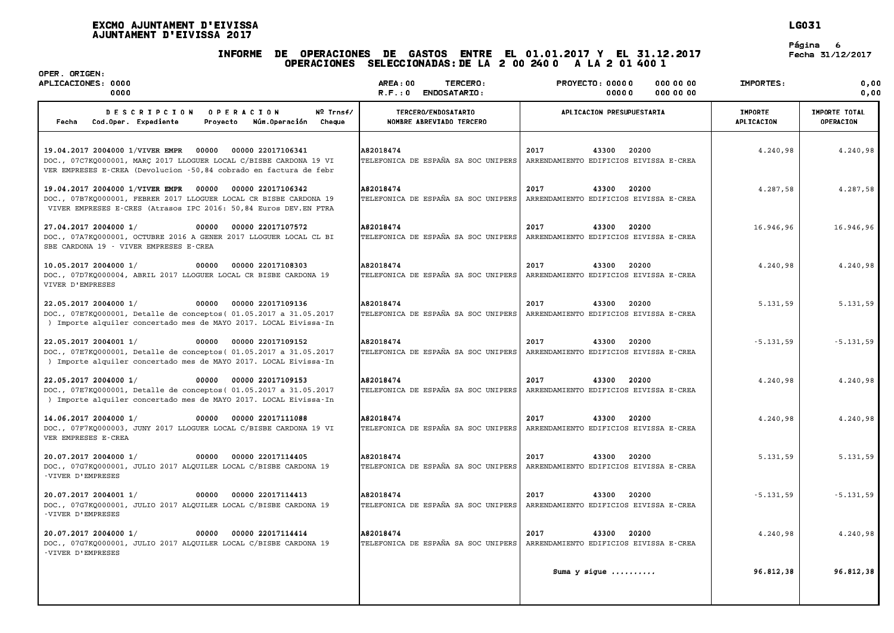# EXCMO AJUNTAMENT D'EIVISSA
## AJUNTAMENT D'EIVISSA 2017

LG031

**INFORME DE OPERACIONES DE GASTOS ENTRE EL 01.01.2017 Y EL 31.12.2017**
**OPERACIONES SELECCIONADAS: DE LA 2 00 240 0 A LA 2 01 400 1**

Fecha 31/12/2017

OPER. ORIGEN:
APLICACIONES: 0000 0000 | AREA: 00 TERCERO: | R.F.: 0 ENDOSATARIO: | PROYECTO: 00000 000 00 00 | 00000 000 00 00 | IMPORTES: 0,00 | 0,00

| DESCRIPCION OPERACION<br>Fecha Cod.Oper. Expediente Proyecto Núm.Operación Nº Trnsf/ Cheque | TERCERO/ENDOSATARIO<br>NOMBRE ABREVIADO TERCERO | APLICACION PRESUPUESTARIA | IMPORTE APLICACION | IMPORTE TOTAL OPERACION |
|---|---|---|---|---|
| 19.04.2017 2004000 1/VIVER EMPR 00000 00000 22017106341<br>DOC., 07C7KQ000001, MARÇ 2017 LLOGUER LOCAL C/BISBE CARDONA 19 VIVER EMPRESES E-CREA (Devolucion -50,84 cobrado en factura de febr | A82018474<br>TELEFONICA DE ESPAÑA SA SOC UNIPERS | 2017 43300 20200<br>ARRENDAMIENTO EDIFICIOS EIVISSA E-CREA | 4.240,98 | 4.240,98 |
| 19.04.2017 2004000 1/VIVER EMPR 00000 00000 22017106342<br>DOC., 07B7KQ000001, FEBRER 2017 LLOGUER LOCAL CR BISBE CARDONA 19 VIVER EMPRESES E-CRES (Atrasos IPC 2016: 50,84 Euros DEV.EN FTRA | A82018474<br>TELEFONICA DE ESPAÑA SA SOC UNIPERS | 2017 43300 20200<br>ARRENDAMIENTO EDIFICIOS EIVISSA E-CREA | 4.287,58 | 4.287,58 |
| 27.04.2017 2004000 1/ 00000 00000 22017107572<br>DOC., 07A7KQ000001, OCTUBRE 2016 A GENER 2017 LLOGUER LOCAL CL BISBE CARDONA 19 - VIVER EMPRESES E-CREA | A82018474<br>TELEFONICA DE ESPAÑA SA SOC UNIPERS | 2017 43300 20200<br>ARRENDAMIENTO EDIFICIOS EIVISSA E-CREA | 16.946,96 | 16.946,96 |
| 10.05.2017 2004000 1/ 00000 00000 22017108303<br>DOC., 07D7KQ000004, ABRIL 2017 LLOGUER LOCAL CR BISBE CARDONA 19 VIVER D'EMPRESES | A82018474<br>TELEFONICA DE ESPAÑA SA SOC UNIPERS | 2017 43300 20200<br>ARRENDAMIENTO EDIFICIOS EIVISSA E-CREA | 4.240,98 | 4.240,98 |
| 22.05.2017 2004000 1/ 00000 00000 22017109136<br>DOC., 07E7KQ000001, Detalle de conceptos( 01.05.2017 a 31.05.2017 ) Importe alquiler concertado mes de MAYO 2017. LOCAL Eivissa-In | A82018474<br>TELEFONICA DE ESPAÑA SA SOC UNIPERS | 2017 43300 20200<br>ARRENDAMIENTO EDIFICIOS EIVISSA E-CREA | 5.131,59 | 5.131,59 |
| 22.05.2017 2004001 1/ 00000 00000 22017109152<br>DOC., 07E7KQ000001, Detalle de conceptos( 01.05.2017 a 31.05.2017 ) Importe alquiler concertado mes de MAYO 2017. LOCAL Eivissa-In | A82018474<br>TELEFONICA DE ESPAÑA SA SOC UNIPERS | 2017 43300 20200<br>ARRENDAMIENTO EDIFICIOS EIVISSA E-CREA | -5.131,59 | -5.131,59 |
| 22.05.2017 2004000 1/ 00000 00000 22017109153<br>DOC., 07E7KQ000001, Detalle de conceptos( 01.05.2017 a 31.05.2017 ) Importe alquiler concertado mes de MAYO 2017. LOCAL Eivissa-In | A82018474<br>TELEFONICA DE ESPAÑA SA SOC UNIPERS | 2017 43300 20200<br>ARRENDAMIENTO EDIFICIOS EIVISSA E-CREA | 4.240,98 | 4.240,98 |
| 14.06.2017 2004000 1/ 00000 00000 22017111088<br>DOC., 07F7KQ000003, JUNY 2017 LLOGUER LOCAL C/BISBE CARDONA 19 VIVER EMPRESES E-CREA | A82018474<br>TELEFONICA DE ESPAÑA SA SOC UNIPERS | 2017 43300 20200<br>ARRENDAMIENTO EDIFICIOS EIVISSA E-CREA | 4.240,98 | 4.240,98 |
| 20.07.2017 2004000 1/ 00000 00000 22017114405<br>DOC., 07G7KQ000001, JULIO 2017 ALQUILER LOCAL C/BISBE CARDONA 19 -VIVER D'EMPRESES | A82018474<br>TELEFONICA DE ESPAÑA SA SOC UNIPERS | 2017 43300 20200<br>ARRENDAMIENTO EDIFICIOS EIVISSA E-CREA | 5.131,59 | 5.131,59 |
| 20.07.2017 2004001 1/ 00000 00000 22017114413<br>DOC., 07G7KQ000001, JULIO 2017 ALQUILER LOCAL C/BISBE CARDONA 19 -VIVER D'EMPRESES | A82018474<br>TELEFONICA DE ESPAÑA SA SOC UNIPERS | 2017 43300 20200<br>ARRENDAMIENTO EDIFICIOS EIVISSA E-CREA | -5.131,59 | -5.131,59 |
| 20.07.2017 2004000 1/ 00000 00000 22017114414<br>DOC., 07G7KQ000001, JULIO 2017 ALQUILER LOCAL C/BISBE CARDONA 19 -VIVER D'EMPRESES | A82018474<br>TELEFONICA DE ESPAÑA SA SOC UNIPERS | 2017 43300 20200<br>ARRENDAMIENTO EDIFICIOS EIVISSA E-CREA | 4.240,98 | 4.240,98 |
| | | **Suma y sigue ..........** | **96.812,38** | **96.812,38** |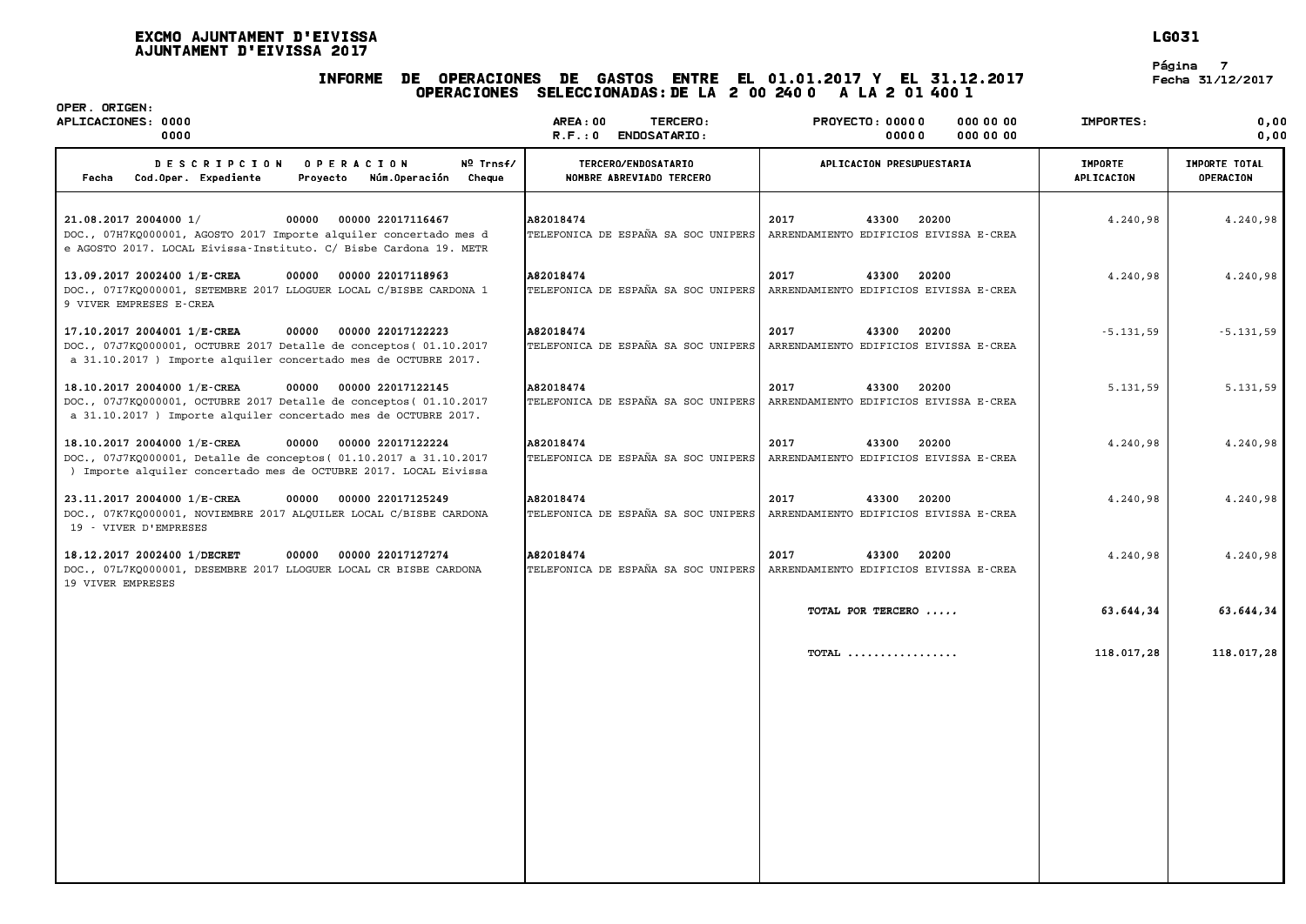# EXCMO AJUNTAMENT D'EIVISSA
AJUNTAMENT D'EIVISSA 2017

LG031

## INFORME DE OPERACIONES DE GASTOS ENTRE EL 01.01.2017 Y EL 31.12.2017
### OPERACIONES SELECCIONADAS: DE LA 2 00 240 0 A LA 2 01 400 1

Fecha 31/12/2017

OPER. ORIGEN:
APLICACIONES: 0000 / 0000 | AREA: 00 TERCERO: | R.F.: 0 ENDOSATARIO: | PROYECTO: 00000 000 00 00 / 00000 000 00 00 | IMPORTES: 0,00 / 0,00

| DESCRIPCION OPERACION (Fecha, Cod.Oper., Expediente, Proyecto, Núm.Operación, Nº Trnsf/ Cheque) | TERCERO/ENDOSATARIO NOMBRE ABREVIADO TERCERO | APLICACION PRESUPUESTARIA | IMPORTE APLICACION | IMPORTE TOTAL OPERACION |
|---|---|---|---|---|
| 21.08.2017 2004000 1/ 00000 00000 22017116467 DOC., 07H7KQ000001, AGOSTO 2017 Importe alquiler concertado mes de AGOSTO 2017. LOCAL Eivissa-Instituto. C/ Bisbe Cardona 19. METR | A82018474 TELEFONICA DE ESPAÑA SA SOC UNIPERS | 2017 43300 20200 ARRENDAMIENTO EDIFICIOS EIVISSA E-CREA | 4.240,98 | 4.240,98 |
| 13.09.2017 2002400 1/E-CREA 00000 00000 22017118963 DOC., 07I7KQ000001, SETEMBRE 2017 LLOGUER LOCAL C/BISBE CARDONA 19 VIVER EMPRESES E-CREA | A82018474 TELEFONICA DE ESPAÑA SA SOC UNIPERS | 2017 43300 20200 ARRENDAMIENTO EDIFICIOS EIVISSA E-CREA | 4.240,98 | 4.240,98 |
| 17.10.2017 2004001 1/E-CREA 00000 00000 22017122223 DOC., 07J7KQ000001, OCTUBRE 2017 Detalle de conceptos( 01.10.2017 a 31.10.2017 ) Importe alquiler concertado mes de OCTUBRE 2017. | A82018474 TELEFONICA DE ESPAÑA SA SOC UNIPERS | 2017 43300 20200 ARRENDAMIENTO EDIFICIOS EIVISSA E-CREA | -5.131,59 | -5.131,59 |
| 18.10.2017 2004000 1/E-CREA 00000 00000 22017122145 DOC., 07J7KQ000001, OCTUBRE 2017 Detalle de conceptos( 01.10.2017 a 31.10.2017 ) Importe alquiler concertado mes de OCTUBRE 2017. | A82018474 TELEFONICA DE ESPAÑA SA SOC UNIPERS | 2017 43300 20200 ARRENDAMIENTO EDIFICIOS EIVISSA E-CREA | 5.131,59 | 5.131,59 |
| 18.10.2017 2004000 1/E-CREA 00000 00000 22017122224 DOC., 07J7KQ000001, Detalle de conceptos( 01.10.2017 a 31.10.2017 ) Importe alquiler concertado mes de OCTUBRE 2017. LOCAL Eivissa | A82018474 TELEFONICA DE ESPAÑA SA SOC UNIPERS | 2017 43300 20200 ARRENDAMIENTO EDIFICIOS EIVISSA E-CREA | 4.240,98 | 4.240,98 |
| 23.11.2017 2004000 1/E-CREA 00000 00000 22017125249 DOC., 07K7KQ000001, NOVIEMBRE 2017 ALQUILER LOCAL C/BISBE CARDONA 19 - VIVER D'EMPRESES | A82018474 TELEFONICA DE ESPAÑA SA SOC UNIPERS | 2017 43300 20200 ARRENDAMIENTO EDIFICIOS EIVISSA E-CREA | 4.240,98 | 4.240,98 |
| 18.12.2017 2002400 1/DECRET 00000 00000 22017127274 DOC., 07L7KQ000001, DESEMBRE 2017 LLOGUER LOCAL CR BISBE CARDONA 19 VIVER EMPRESES | A82018474 TELEFONICA DE ESPAÑA SA SOC UNIPERS | 2017 43300 20200 ARRENDAMIENTO EDIFICIOS EIVISSA E-CREA | 4.240,98 | 4.240,98 |
| | | **TOTAL POR TERCERO .....** | **63.644,34** | **63.644,34** |
| | | **TOTAL .................** | **118.017,28** | **118.017,28** |